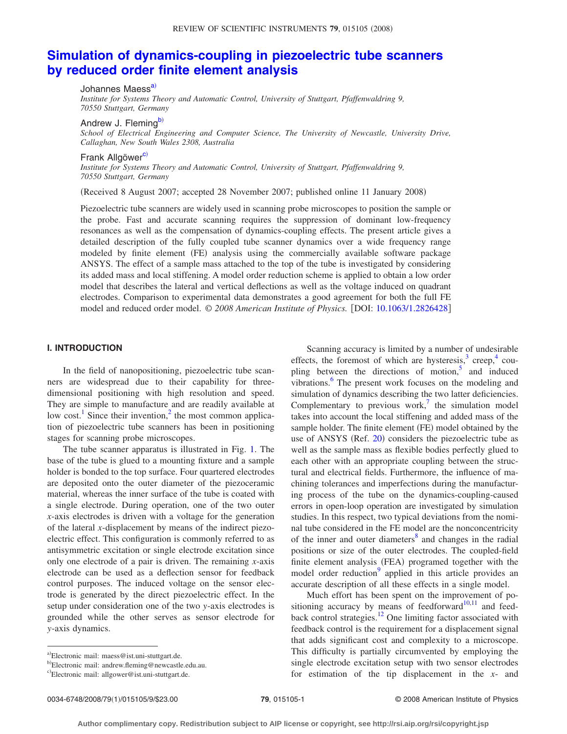# Simulation of dynamics-coupling in piezoelectric tube scanners by reduced order finite element analysis

Johannes Maess[a]
*Institute for Systems Theory and Automatic Control, University of Stuttgart, Pfaffenwaldring 9, 70550 Stuttgart, Germany*

Andrew J. Fleming[b]
*School of Electrical Engineering and Computer Science, The University of Newcastle, University Drive, Callaghan, New South Wales 2308, Australia*

Frank Allgöwer[c]
*Institute for Systems Theory and Automatic Control, University of Stuttgart, Pfaffenwaldring 9, 70550 Stuttgart, Germany*

(Received 8 August 2007; accepted 28 November 2007; published online 11 January 2008)

Piezoelectric tube scanners are widely used in scanning probe microscopes to position the sample or the probe. Fast and accurate scanning requires the suppression of dominant low-frequency resonances as well as the compensation of dynamics-coupling effects. The present article gives a detailed description of the fully coupled tube scanner dynamics over a wide frequency range modeled by finite element (FE) analysis using the commercially available software package ANSYS. The effect of a sample mass attached to the top of the tube is investigated by considering its added mass and local stiffening. A model order reduction scheme is applied to obtain a low order model that describes the lateral and vertical deflections as well as the voltage induced on quadrant electrodes. Comparison to experimental data demonstrates a good agreement for both the full FE model and reduced order model. *© 2008 American Institute of Physics.* [DOI: 10.1063/1.2826428]

## I. INTRODUCTION

In the field of nanopositioning, piezoelectric tube scanners are widespread due to their capability for three-dimensional positioning with high resolution and speed. They are simple to manufacture and are readily available at low cost.[1] Since their invention,[2] the most common application of piezoelectric tube scanners has been in positioning stages for scanning probe microscopes.

The tube scanner apparatus is illustrated in Fig. 1. The base of the tube is glued to a mounting fixture and a sample holder is bonded to the top surface. Four quartered electrodes are deposited onto the outer diameter of the piezoceramic material, whereas the inner surface of the tube is coated with a single electrode. During operation, one of the two outer $x$-axis electrodes is driven with a voltage for the generation of the lateral $x$-displacement by means of the indirect piezoelectric effect. This configuration is commonly referred to as antisymmetric excitation or single electrode excitation since only one electrode of a pair is driven. The remaining $x$-axis electrode can be used as a deflection sensor for feedback control purposes. The induced voltage on the sensor electrode is generated by the direct piezoelectric effect. In the setup under consideration one of the two $y$-axis electrodes is grounded while the other serves as sensor electrode for $y$-axis dynamics.

Scanning accuracy is limited by a number of undesirable effects, the foremost of which are hysteresis,[3] creep,[4] coupling between the directions of motion,[5] and induced vibrations.[6] The present work focuses on the modeling and simulation of dynamics describing the two latter deficiencies. Complementary to previous work,[7] the simulation model takes into account the local stiffening and added mass of the sample holder. The finite element (FE) model obtained by the use of ANSYS (Ref. 20) considers the piezoelectric tube as well as the sample mass as flexible bodies perfectly glued to each other with an appropriate coupling between the structural and electrical fields. Furthermore, the influence of machining tolerances and imperfections during the manufacturing process of the tube on the dynamics-coupling-caused errors in open-loop operation are investigated by simulation studies. In this respect, two typical deviations from the nominal tube considered in the FE model are the nonconcentricity of the inner and outer diameters[8] and changes in the radial positions or size of the outer electrodes. The coupled-field finite element analysis (FEA) programed together with the model order reduction[9] applied in this article provides an accurate description of all these effects in a single model.

Much effort has been spent on the improvement of positioning accuracy by means of feedforward[10,11] and feedback control strategies.[12] One limiting factor associated with feedback control is the requirement for a displacement signal that adds significant cost and complexity to a microscope. This difficulty is partially circumvented by employing the single electrode excitation setup with two sensor electrodes for estimation of the tip displacement in the $x$- and

[a]Electronic mail: maess@ist.uni-stuttgart.de.
[b]Electronic mail: andrew.fleming@newcastle.edu.au.
[c]Electronic mail: allgower@ist.uni-stuttgart.de.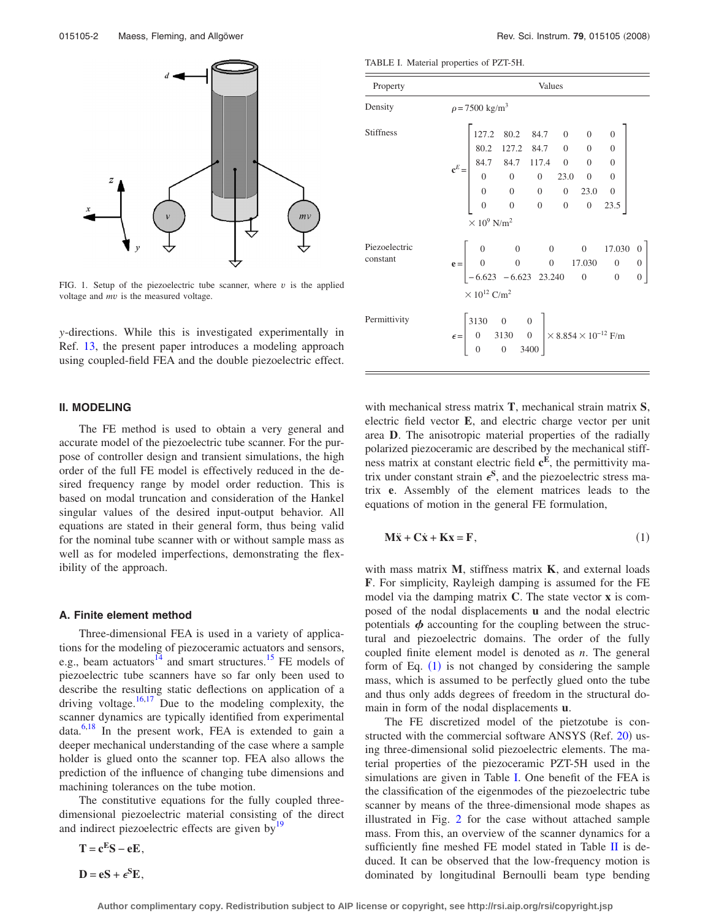FIG. 1. Setup of the piezoelectric tube scanner, where $v$ is the applied voltage and $mv$ is the measured voltage.

$y$-directions. While this is investigated experimentally in Ref. 13, the present paper introduces a modeling approach using coupled-field FEA and the double piezoelectric effect.

## II. MODELING

The FE method is used to obtain a very general and accurate model of the piezoelectric tube scanner. For the purpose of controller design and transient simulations, the high order of the full FE model is effectively reduced in the desired frequency range by model reduction. This is based on modal truncation and consideration of the Hankel singular values of the desired input-output behavior. All equations are stated in their general form, thus being valid for the nominal tube scanner with or without sample mass as well as for modeled imperfections, demonstrating the flexibility of the approach.

### A. Finite element method

Three-dimensional FEA is used in a variety of applications for the modeling of piezoceramic actuators and sensors, e.g., beam actuators[14] and smart structures.[15] FE models of piezoelectric tube scanners have so far only been used to describe the resulting static deflections on application of a driving voltage.[16,17] Due to the modeling complexity, the scanner dynamics are typically identified from experimental data.[6,18] In the present work, FEA is extended to gain a deeper mechanical understanding of the case where a sample holder is glued onto the scanner top. FEA also allows the prediction of the influence of changing tube dimensions and machining tolerances on the tube motion.

The constitutive equations for the fully coupled three-dimensional piezoelectric material consisting of the direct and indirect piezoelectric effects are given by[19]

$$\mathbf{T} = \mathbf{c}^{E}\mathbf{S} - \mathbf{e}\mathbf{E},$$

$$\mathbf{D} = \mathbf{e}\mathbf{S} + \boldsymbol{\epsilon}^{S}\mathbf{E},$$

TABLE I. Material properties of PZT-5H.

| Property | Values |
|---|---|
| Density | $\rho = 7500\ \text{kg/m}^3$ |
| Stiffness | $\mathbf{c}^E = \begin{bmatrix} 127.2 & 80.2 & 84.7 & 0 & 0 & 0 \\ 80.2 & 127.2 & 84.7 & 0 & 0 & 0 \\ 84.7 & 84.7 & 117.4 & 0 & 0 & 0 \\ 0 & 0 & 0 & 23.0 & 0 & 0 \\ 0 & 0 & 0 & 0 & 23.0 & 0 \\ 0 & 0 & 0 & 0 & 0 & 23.5 \end{bmatrix} \times 10^9\ \text{N/m}^2$ |
| Piezoelectric constant | $\mathbf{e} = \begin{bmatrix} 0 & 0 & 0 & 0 & 17.030 & 0 \\ 0 & 0 & 0 & 17.030 & 0 & 0 \\ -6.623 & -6.623 & 23.240 & 0 & 0 & 0 \end{bmatrix} \times 10^{12}\ \text{C/m}^2$ |
| Permittivity | $\boldsymbol{\epsilon} = \begin{bmatrix} 3130 & 0 & 0 \\ 0 & 3130 & 0 \\ 0 & 0 & 3400 \end{bmatrix} \times 8.854 \times 10^{-12}\ \text{F/m}$ |

with mechanical stress matrix $\mathbf{T}$, mechanical strain matrix $\mathbf{S}$, electric field vector $\mathbf{E}$, and electric charge vector per unit area $\mathbf{D}$. The anisotropic material properties of the radially polarized piezoceramic are described by the mechanical stiffness matrix at constant electric field $\mathbf{c}^{\mathbf{E}}$, the permittivity matrix under constant strain $\boldsymbol{\epsilon}^{\mathbf{S}}$, and the piezoelectric stress matrix $\mathbf{e}$. Assembly of the element matrices leads to the equations of motion in the general FE formulation,

$$\mathbf{M}\ddot{\mathbf{x}} + \mathbf{C}\dot{\mathbf{x}} + \mathbf{K}\mathbf{x} = \mathbf{F}, \tag{1}$$

with mass matrix $\mathbf{M}$, stiffness matrix $\mathbf{K}$, and external loads $\mathbf{F}$. For simplicity, Rayleigh damping is assumed for the FE model via the damping matrix $\mathbf{C}$. The state vector $\mathbf{x}$ is composed of the nodal displacements $\mathbf{u}$ and the nodal electric potentials $\boldsymbol{\phi}$ accounting for the coupling between the structural and piezoelectric domains. The order of the fully coupled finite element model is denoted as $n$. The general form of Eq. (1) is not changed by considering the sample mass, which is assumed to be perfectly glued onto the tube and thus only adds degrees of freedom in the structural domain in form of the nodal displacements $\mathbf{u}$.

The FE discretized model of the pietzotube is constructed with the commercial software ANSYS (Ref. 20) using three-dimensional solid piezoelectric elements. The material properties of the piezoceramic PZT-5H used in the simulations are given in Table I. One benefit of the FEA is the classification of the eigenmodes of the piezoelectric tube scanner by means of the three-dimensional mode shapes as illustrated in Fig. 2 for the case without attached sample mass. From this, an overview of the scanner dynamics for a sufficiently fine meshed FE model stated in Table II is deduced. It can be observed that the low-frequency motion is dominated by longitudinal Bernoulli beam type bending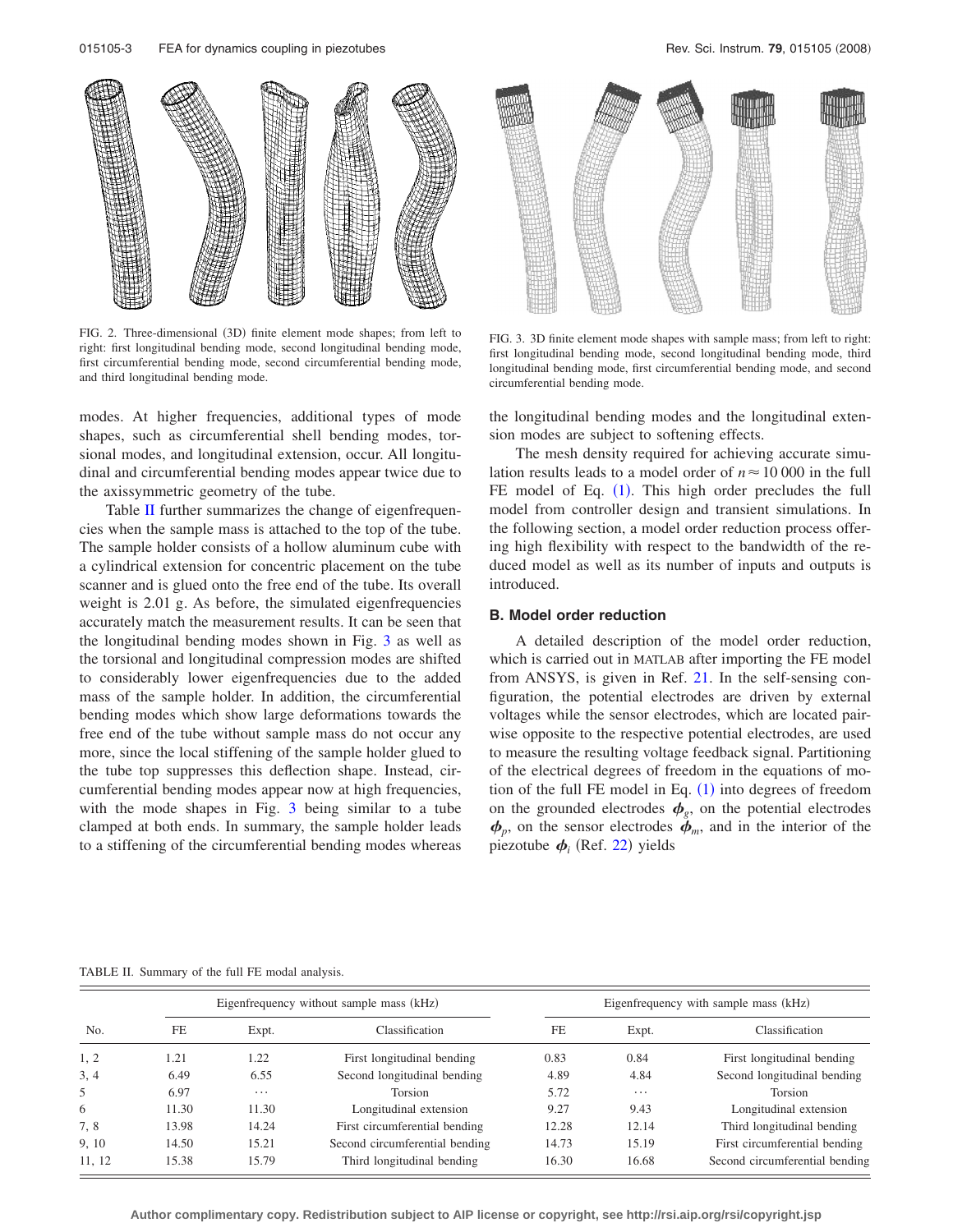FIG. 2. Three-dimensional (3D) finite element mode shapes; from left to right: first longitudinal bending mode, second longitudinal bending mode, first circumferential bending mode, second circumferential bending mode, and third longitudinal bending mode.

FIG. 3. 3D finite element mode shapes with sample mass; from left to right: first longitudinal bending mode, second longitudinal bending mode, third longitudinal bending mode, first circumferential bending mode, and second circumferential bending mode.

modes. At higher frequencies, additional types of mode shapes, such as circumferential shell bending modes, torsional modes, and longitudinal extension, occur. All longitudinal and circumferential bending modes appear twice due to the axissymmetric geometry of the tube.

Table II further summarizes the change of eigenfrequencies when the sample mass is attached to the top of the tube. The sample holder consists of a hollow aluminum cube with a cylindrical extension for concentric placement on the tube scanner and is glued onto the free end of the tube. Its overall weight is 2.01 g. As before, the simulated eigenfrequencies accurately match the measurement results. It can be seen that the longitudinal bending modes shown in Fig. 3 as well as the torsional and longitudinal compression modes are shifted to considerably lower eigenfrequencies due to the added mass of the sample holder. In addition, the circumferential bending modes which show large deformations towards the free end of the tube without sample mass do not occur any more, since the local stiffening of the sample holder glued to the tube top suppresses this deflection shape. Instead, circumferential bending modes appear now at high frequencies, with the mode shapes in Fig. 3 being similar to a tube clamped at both ends. In summary, the sample holder leads to a stiffening of the circumferential bending modes whereas the longitudinal bending modes and the longitudinal extension modes are subject to softening effects.

The mesh density required for achieving accurate simulation results leads to a model order of $n \approx 10\,000$ in the full FE model of Eq. (1). This high order precludes the full model from controller design and transient simulations. In the following section, a model order reduction process offering high flexibility with respect to the bandwidth of the reduced model as well as its number of inputs and outputs is introduced.

### B. Model order reduction

A detailed description of the model order reduction, which is carried out in MATLAB after importing the FE model from ANSYS, is given in Ref. 21. In the self-sensing configuration, the potential electrodes are driven by external voltages while the sensor electrodes, which are located pairwise opposite to the respective potential electrodes, are used to measure the resulting voltage feedback signal. Partitioning of the electrical degrees of freedom in the equations of motion of the full FE model in Eq. (1) into degrees of freedom on the grounded electrodes $\boldsymbol{\phi}_g$, on the potential electrodes $\boldsymbol{\phi}_p$, on the sensor electrodes $\boldsymbol{\phi}_m$, and in the interior of the piezotube $\boldsymbol{\phi}_i$ (Ref. 22) yields

TABLE II. Summary of the full FE modal analysis.

| No. | Eigenfrequency without sample mass (kHz) | | | Eigenfrequency with sample mass (kHz) | | |
|---|---|---|---|---|---|---|
| | FE | Expt. | Classification | FE | Expt. | Classification |
| 1, 2 | 1.21 | 1.22 | First longitudinal bending | 0.83 | 0.84 | First longitudinal bending |
| 3, 4 | 6.49 | 6.55 | Second longitudinal bending | 4.89 | 4.84 | Second longitudinal bending |
| 5 | 6.97 | ⋯ | Torsion | 5.72 | ⋯ | Torsion |
| 6 | 11.30 | 11.30 | Longitudinal extension | 9.27 | 9.43 | Longitudinal extension |
| 7, 8 | 13.98 | 14.24 | First circumferential bending | 12.28 | 12.14 | Third longitudinal bending |
| 9, 10 | 14.50 | 15.21 | Second circumferential bending | 14.73 | 15.19 | First circumferential bending |
| 11, 12 | 15.38 | 15.79 | Third longitudinal bending | 16.30 | 16.68 | Second circumferential bending |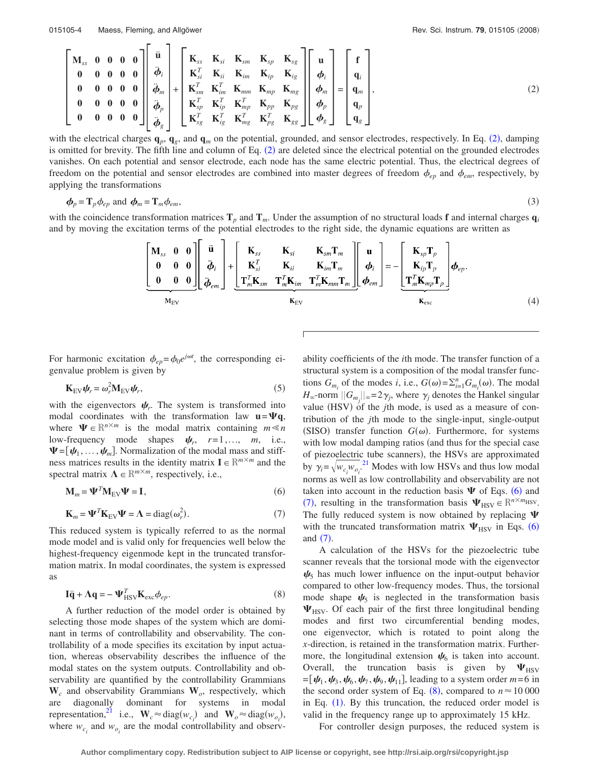$$
\begin{bmatrix} \mathbf{M}_{ss} & \mathbf{0} & \mathbf{0} & \mathbf{0} & \mathbf{0} \\ \mathbf{0} & \mathbf{0} & \mathbf{0} & \mathbf{0} & \mathbf{0} \\ \mathbf{0} & \mathbf{0} & \mathbf{0} & \mathbf{0} & \mathbf{0} \\ \mathbf{0} & \mathbf{0} & \mathbf{0} & \mathbf{0} & \mathbf{0} \\ \mathbf{0} & \mathbf{0} & \mathbf{0} & \mathbf{0} & \mathbf{0} \end{bmatrix} \begin{bmatrix} \ddot{\mathbf{u}} \\ \ddot{\boldsymbol{\phi}}_i \\ \ddot{\boldsymbol{\phi}}_m \\ \ddot{\boldsymbol{\phi}}_p \\ \ddot{\boldsymbol{\phi}}_g \end{bmatrix} + \begin{bmatrix} \mathbf{K}_{ss} & \mathbf{K}_{si} & \mathbf{K}_{sm} & \mathbf{K}_{sp} & \mathbf{K}_{sg} \\ \mathbf{K}_{si}^T & \mathbf{K}_{ii} & \mathbf{K}_{im} & \mathbf{K}_{ip} & \mathbf{K}_{ig} \\ \mathbf{K}_{sm}^T & \mathbf{K}_{im}^T & \mathbf{K}_{mm} & \mathbf{K}_{mp} & \mathbf{K}_{mg} \\ \mathbf{K}_{sp}^T & \mathbf{K}_{ip}^T & \mathbf{K}_{mp}^T & \mathbf{K}_{pp} & \mathbf{K}_{pg} \\ \mathbf{K}_{sg}^T & \mathbf{K}_{ig}^T & \mathbf{K}_{mg}^T & \mathbf{K}_{pg}^T & \mathbf{K}_{gg} \end{bmatrix} \begin{bmatrix} \mathbf{u} \\ \boldsymbol{\phi}_i \\ \boldsymbol{\phi}_m \\ \boldsymbol{\phi}_p \\ \boldsymbol{\phi}_g \end{bmatrix} = \begin{bmatrix} \mathbf{f} \\ \mathbf{q}_i \\ \mathbf{q}_m \\ \mathbf{q}_p \\ \mathbf{q}_g \end{bmatrix}, \tag{2}
$$

with the electrical charges $\mathbf{q}_p$, $\mathbf{q}_g$, and $\mathbf{q}_m$ on the potential, grounded, and sensor electrodes, respectively. In Eq. (2), damping is omitted for brevity. The fifth line and column of Eq. (2) are deleted since the electrical potential on the grounded electrodes vanishes. On each potential and sensor electrode, each node has the same electric potential. Thus, the electrical degrees of freedom on the potential and sensor electrodes are combined into master degrees of freedom $\phi_{ep}$ and $\phi_{em}$, respectively, by applying the transformations

$$
\boldsymbol{\phi}_p = \mathbf{T}_p \phi_{ep} \text{ and } \boldsymbol{\phi}_m = \mathbf{T}_m \phi_{em}, \tag{3}
$$

with the coincidence transformation matrices $\mathbf{T}_p$ and $\mathbf{T}_m$. Under the assumption of no structural loads $\mathbf{f}$ and internal charges $\mathbf{q}_i$ and by moving the excitation terms of the potential electrodes to the right side, the dynamic equations are written as

$$
\underbrace{\begin{bmatrix} \mathbf{M}_{ss} & \mathbf{0} & \mathbf{0} \\ \mathbf{0} & \mathbf{0} & \mathbf{0} \\ \mathbf{0} & \mathbf{0} & \mathbf{0} \end{bmatrix}}_{\mathbf{M}_{\mathrm{EV}}} \begin{bmatrix} \ddot{\mathbf{u}} \\ \ddot{\boldsymbol{\phi}}_i \\ \ddot{\phi}_{em} \end{bmatrix} + \underbrace{\begin{bmatrix} \mathbf{K}_{ss} & \mathbf{K}_{si} & \mathbf{K}_{sm}\mathbf{T}_m \\ \mathbf{K}_{si}^T & \mathbf{K}_{ii} & \mathbf{K}_{im}\mathbf{T}_m \\ \mathbf{T}_m^T\mathbf{K}_{sm} & \mathbf{T}_m^T\mathbf{K}_{im} & \mathbf{T}_m^T\mathbf{K}_{mm}\mathbf{T}_m \end{bmatrix}}_{\mathbf{K}_{\mathrm{EV}}} \begin{bmatrix} \mathbf{u} \\ \boldsymbol{\phi}_i \\ \phi_{em} \end{bmatrix} = -\underbrace{\begin{bmatrix} \mathbf{K}_{sp}\mathbf{T}_p \\ \mathbf{K}_{ip}\mathbf{T}_p \\ \mathbf{T}_m^T\mathbf{K}_{mp}\mathbf{T}_p \end{bmatrix}}_{\mathbf{K}_{\mathrm{exc}}} \phi_{ep}. \tag{4}
$$

For harmonic excitation $\phi_{ep}=\phi_0 e^{j\omega t}$, the corresponding eigenvalue problem is given by

$$
\mathbf{K}_{\mathrm{EV}}\boldsymbol{\psi}_r = \omega_r^2 \mathbf{M}_{\mathrm{EV}}\boldsymbol{\psi}_r, \tag{5}
$$

with the eigenvectors $\boldsymbol{\psi}_r$. The system is transformed into modal coordinates with the transformation law $\mathbf{u}=\boldsymbol{\Psi}\mathbf{q}$, where $\boldsymbol{\Psi} \in \mathbb{R}^{n\times m}$ is the modal matrix containing $m \ll n$ low-frequency mode shapes $\boldsymbol{\psi}_r$, $r=1,\ldots,m$, i.e., $\boldsymbol{\Psi}=[\boldsymbol{\psi}_1,\ldots,\boldsymbol{\psi}_m]$. Normalization of the modal mass and stiffness matrices results in the identity matrix $\mathbf{I} \in \mathbb{R}^{m\times m}$ and the spectral matrix $\boldsymbol{\Lambda} \in \mathbb{R}^{m\times m}$, respectively, i.e.,

$$
\mathbf{M}_m = \boldsymbol{\Psi}^T \mathbf{M}_{\mathrm{EV}} \boldsymbol{\Psi} = \mathbf{I}, \tag{6}
$$

$$
\mathbf{K}_m = \boldsymbol{\Psi}^T \mathbf{K}_{\mathrm{EV}} \boldsymbol{\Psi} = \boldsymbol{\Lambda} = \mathrm{diag}(\omega_r^2). \tag{7}
$$

This reduced system is typically referred to as the normal mode model and is valid only for frequencies well below the highest-frequency eigenmode kept in the truncated transformation matrix. In modal coordinates, the system is expressed as

$$
\mathbf{I}\ddot{\mathbf{q}} + \boldsymbol{\Lambda}\mathbf{q} = -\boldsymbol{\Psi}_{\mathrm{HSV}}^T \mathbf{K}_{\mathrm{exc}} \phi_{ep}. \tag{8}
$$

A further reduction of the model order is obtained by selecting those mode shapes of the system which are dominant in terms of controllability and observability. The controllability of a mode specifies its excitation by input actuation, whereas observability describes the influence of the modal states on the system outputs. Controllability and observability are quantified by the controllability Grammians $\mathbf{W}_c$ and observability Grammians $\mathbf{W}_o$, respectively, which are diagonally dominant for systems in modal representation,[21] i.e., $\mathbf{W}_c \approx \mathrm{diag}(w_{c_i})$ and $\mathbf{W}_o \approx \mathrm{diag}(w_{o_i})$, where $w_{c_i}$ and $w_{o_i}$ are the modal controllability and observability coefficients of the $i$th mode. The transfer function of a structural system is a composition of the modal transfer functions $G_{m_i}$ of the modes $i$, i.e., $G(\omega)=\Sigma_{i=1}^{n} G_{m_i}(\omega)$. The modal $H_\infty$-norm $\|G_{m_j}\|_\infty = 2\gamma_j$, where $\gamma_j$ denotes the Hankel singular value (HSV) of the $j$th mode, is used as a measure of contribution of the $j$th mode to the single-input, single-output (SISO) transfer function $G(\omega)$. Furthermore, for systems with low modal damping ratios (and thus for the special case of piezoelectric tube scanners), the HSVs are approximated by $\gamma_i = \sqrt{w_{c_i} w_{o_i}}$.[21] Modes with low HSVs and thus low modal norms as well as low controllability and observability are not taken into account in the reduction basis $\boldsymbol{\Psi}$ of Eqs. (6) and (7), resulting in the transformation basis $\boldsymbol{\Psi}_{\mathrm{HSV}} \in \mathbb{R}^{n\times m_{\mathrm{HSV}}}$. The fully reduced system is now obtained by replacing $\boldsymbol{\Psi}$ with the truncated transformation matrix $\boldsymbol{\Psi}_{\mathrm{HSV}}$ in Eqs. (6) and (7).

A calculation of the HSVs for the piezoelectric tube scanner reveals that the torsional mode with the eigenvector $\boldsymbol{\psi}_5$ has much lower influence on the input-output behavior compared to other low-frequency modes. Thus, the torsional mode shape $\boldsymbol{\psi}_5$ is neglected in the transformation basis $\boldsymbol{\Psi}_{\mathrm{HSV}}$. Of each pair of the first three longitudinal bending modes and first two circumferential bending modes, one eigenvector, which is rotated to point along the $x$-direction, is retained in the transformation matrix. Furthermore, the longitudinal extension $\boldsymbol{\psi}_6$ is taken into account. Overall, the truncation basis is given by $\boldsymbol{\Psi}_{\mathrm{HSV}} = [\boldsymbol{\psi}_1, \boldsymbol{\psi}_3, \boldsymbol{\psi}_6, \boldsymbol{\psi}_7, \boldsymbol{\psi}_9, \boldsymbol{\psi}_{11}]$, leading to a system order $m \approx 6$ in the second order system of Eq. (8), compared to $n \approx 10\,000$ in Eq. (1). By this truncation, the reduced order model is valid in the frequency range up to approximately 15 kHz.

For controller design purposes, the reduced system is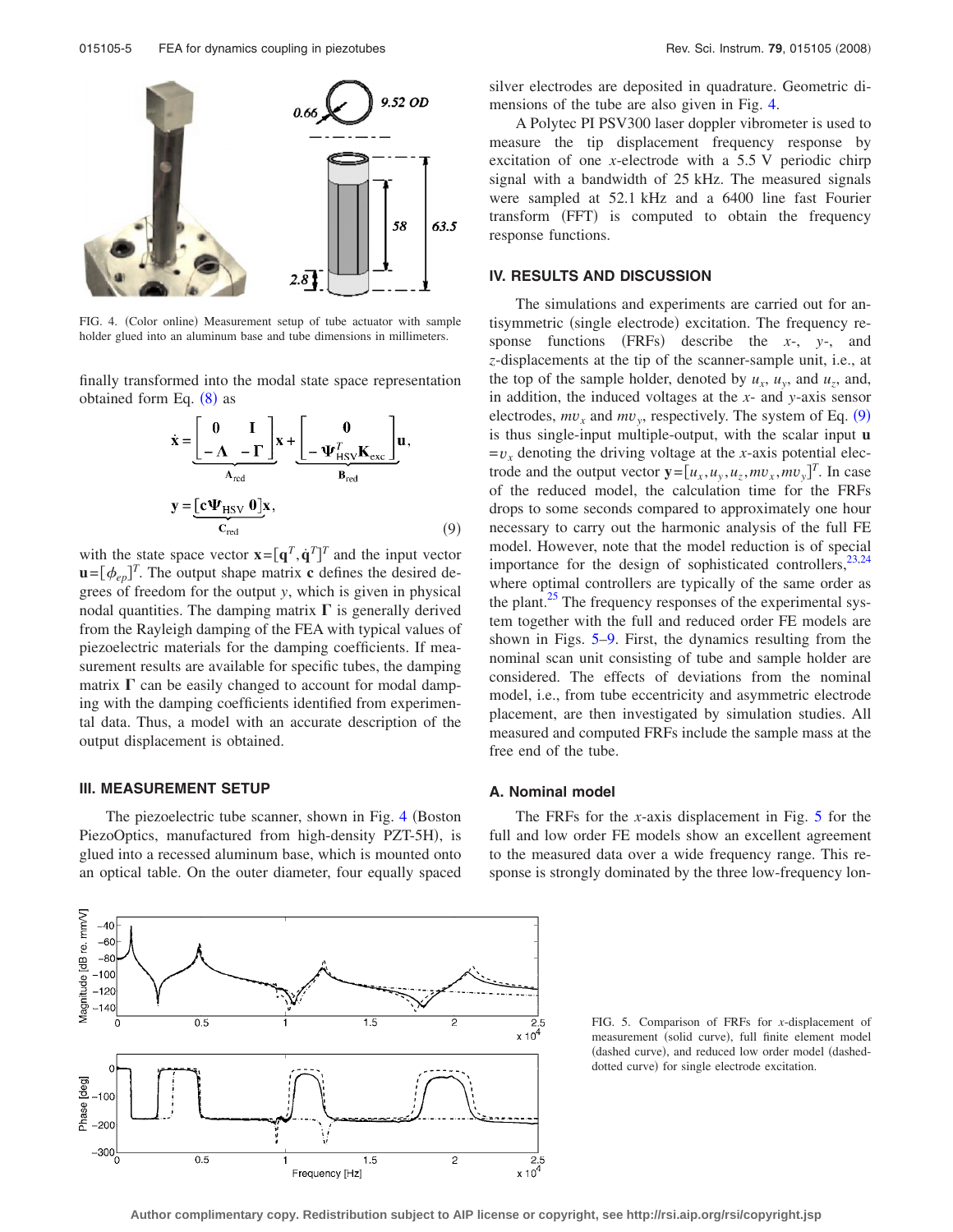FIG. 4. (Color online) Measurement setup of tube actuator with sample holder glued into an aluminum base and tube dimensions in millimeters.

finally transformed into the modal state space representation obtained form Eq. (8) as

$$\dot{\mathbf{x}} = \underbrace{\begin{bmatrix} \mathbf{0} & \mathbf{I} \\ -\mathbf{\Lambda} & -\mathbf{\Gamma} \end{bmatrix}}_{\mathbf{A}_{\text{red}}} \mathbf{x} + \underbrace{\begin{bmatrix} \mathbf{0} \\ -\mathbf{\Psi}_{\text{HSV}}^{T}\mathbf{K}_{\text{exc}} \end{bmatrix}}_{\mathbf{B}_{\text{red}}} \mathbf{u},$$

$$\mathbf{y} = \underbrace{[\mathbf{c}\mathbf{\Psi}_{\text{HSV}}\ \mathbf{0}]}_{\mathbf{C}_{\text{red}}} \mathbf{x}, \tag{9}$$

with the state space vector $\mathbf{x}=[\mathbf{q}^T,\dot{\mathbf{q}}^T]^T$ and the input vector $\mathbf{u}=[\phi_{ep}]^T$. The output shape matrix $\mathbf{c}$ defines the desired degrees of freedom for the output $y$, which is given in physical nodal quantities. The damping matrix $\mathbf{\Gamma}$ is generally derived from the Rayleigh damping of the FEA with typical values of piezoelectric materials for the damping coefficients. If measurement results are available for specific tubes, the damping matrix $\mathbf{\Gamma}$ can be easily changed to account for modal damping with the damping coefficients identified from experimental data. Thus, a model with an accurate description of the output displacement is obtained.

## III. MEASUREMENT SETUP

The piezoelectric tube scanner, shown in Fig. 4 (Boston PiezoOptics, manufactured from high-density PZT-5H), is glued into a recessed aluminum base, which is mounted onto an optical table. On the outer diameter, four equally spaced silver electrodes are deposited in quadrature. Geometric dimensions of the tube are also given in Fig. 4.

A Polytec PI PSV300 laser doppler vibrometer is used to measure the tip displacement frequency response by excitation of one $x$-electrode with a 5.5 V periodic chirp signal with a bandwidth of 25 kHz. The measured signals were sampled at 52.1 kHz and a 6400 line fast Fourier transform (FFT) is computed to obtain the frequency response functions.

## IV. RESULTS AND DISCUSSION

The simulations and experiments are carried out for antisymmetric (single electrode) excitation. The frequency response functions (FRFs) describe the $x$-, $y$-, and $z$-displacements at the tip of the scanner-sample unit, i.e., at the top of the sample holder, denoted by $u_x$, $u_y$, and $u_z$, and, in addition, the induced voltages at the $x$- and $y$-axis sensor electrodes, $mv_x$ and $mv_y$, respectively. The system of Eq. (9) is thus single-input multiple-output, with the scalar input $\mathbf{u}=v_x$ denoting the driving voltage at the $x$-axis potential electrode and the output vector $\mathbf{y}=[u_x,u_y,u_z,mv_x,mv_y]^T$. In case of the reduced model, the calculation time for the FRFs drops to some seconds compared to approximately one hour necessary to carry out the harmonic analysis of the full FE model. However, note that the model reduction is of special importance for the design of sophisticated controllers,[23,24] where optimal controllers are typically of the same order as the plant.[25] The frequency responses of the experimental system together with the full and reduced order FE models are shown in Figs. 5–9. First, the dynamics resulting from the nominal scan unit consisting of tube and sample holder are considered. The effects of deviations from the nominal model, i.e., from tube eccentricity and asymmetric electrode placement, are then investigated by simulation studies. All measured and computed FRFs include the sample mass at the free end of the tube.

### A. Nominal model

The FRFs for the $x$-axis displacement in Fig. 5 for the full and low order FE models show an excellent agreement to the measured data over a wide frequency range. This response is strongly dominated by the three low-frequency lon-

FIG. 5. Comparison of FRFs for $x$-displacement of measurement (solid curve), full finite element model (dashed curve), and reduced low order model (dashed-dotted curve) for single electrode excitation.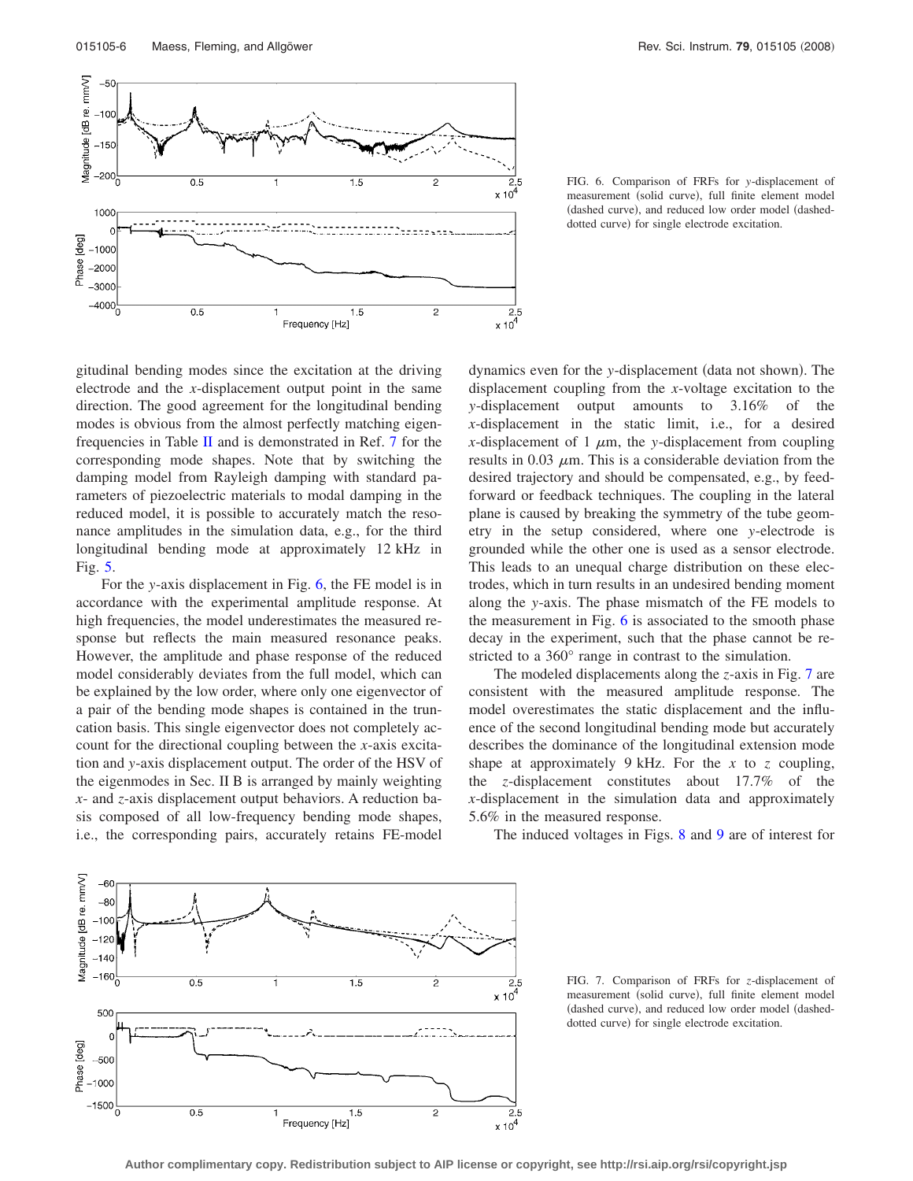FIG. 6. Comparison of FRFs for $y$-displacement of measurement (solid curve), full finite element model (dashed curve), and reduced low order model (dashed-dotted curve) for single electrode excitation.

gitudinal bending modes since the excitation at the driving electrode and the $x$-displacement output point in the same direction. The good agreement for the longitudinal bending modes is obvious from the almost perfectly matching eigenfrequencies in Table II and is demonstrated in Ref. 7 for the corresponding mode shapes. Note that by switching the damping model from Rayleigh damping with standard parameters of piezoelectric materials to modal damping in the reduced model, it is possible to accurately match the resonance amplitudes in the simulation data, e.g., for the third longitudinal bending mode at approximately 12 kHz in Fig. 5.

For the $y$-axis displacement in Fig. 6, the FE model is in accordance with the experimental amplitude response. At high frequencies, the model underestimates the measured response but reflects the main measured resonance peaks. However, the amplitude and phase response of the reduced model considerably deviates from the full model, which can be explained by the low order, where only one eigenvector of a pair of the bending mode shapes is contained in the truncation basis. This single eigenvector does not completely account for the directional coupling between the $x$-axis excitation and $y$-axis displacement output. The order of the HSV of the eigenmodes in Sec. II B is arranged by mainly weighting $x$- and $z$-axis displacement output behaviors. A reduction basis composed of all low-frequency bending mode shapes, i.e., the corresponding pairs, accurately retains FE-model dynamics even for the $y$-displacement (data not shown). The displacement coupling from the $x$-voltage excitation to the $y$-displacement output amounts to 3.16% of the $x$-displacement in the static limit, i.e., for a desired $x$-displacement of 1 $\mu$m, the $y$-displacement from coupling results in 0.03 $\mu$m. This is a considerable deviation from the desired trajectory and should be compensated, e.g., by feedforward or feedback techniques. The coupling in the lateral plane is caused by breaking the symmetry of the tube geometry in the setup considered, where one $y$-electrode is grounded while the other one is used as a sensor electrode. This leads to an unequal charge distribution on these electrodes, which in turn results in an undesired bending moment along the $y$-axis. The phase mismatch of the FE models to the measurement in Fig. 6 is associated to the smooth phase decay in the experiment, such that the phase cannot be restricted to a 360° range in contrast to the simulation.

The modeled displacements along the $z$-axis in Fig. 7 are consistent with the measured amplitude response. The model overestimates the static displacement and the influence of the second longitudinal bending mode but accurately describes the dominance of the longitudinal extension mode shape at approximately 9 kHz. For the $x$ to $z$ coupling, the $z$-displacement constitutes about 17.7% of the $x$-displacement in the simulation data and approximately 5.6% in the measured response.

The induced voltages in Figs. 8 and 9 are of interest for

FIG. 7. Comparison of FRFs for $z$-displacement of measurement (solid curve), full finite element model (dashed curve), and reduced low order model (dashed-dotted curve) for single electrode excitation.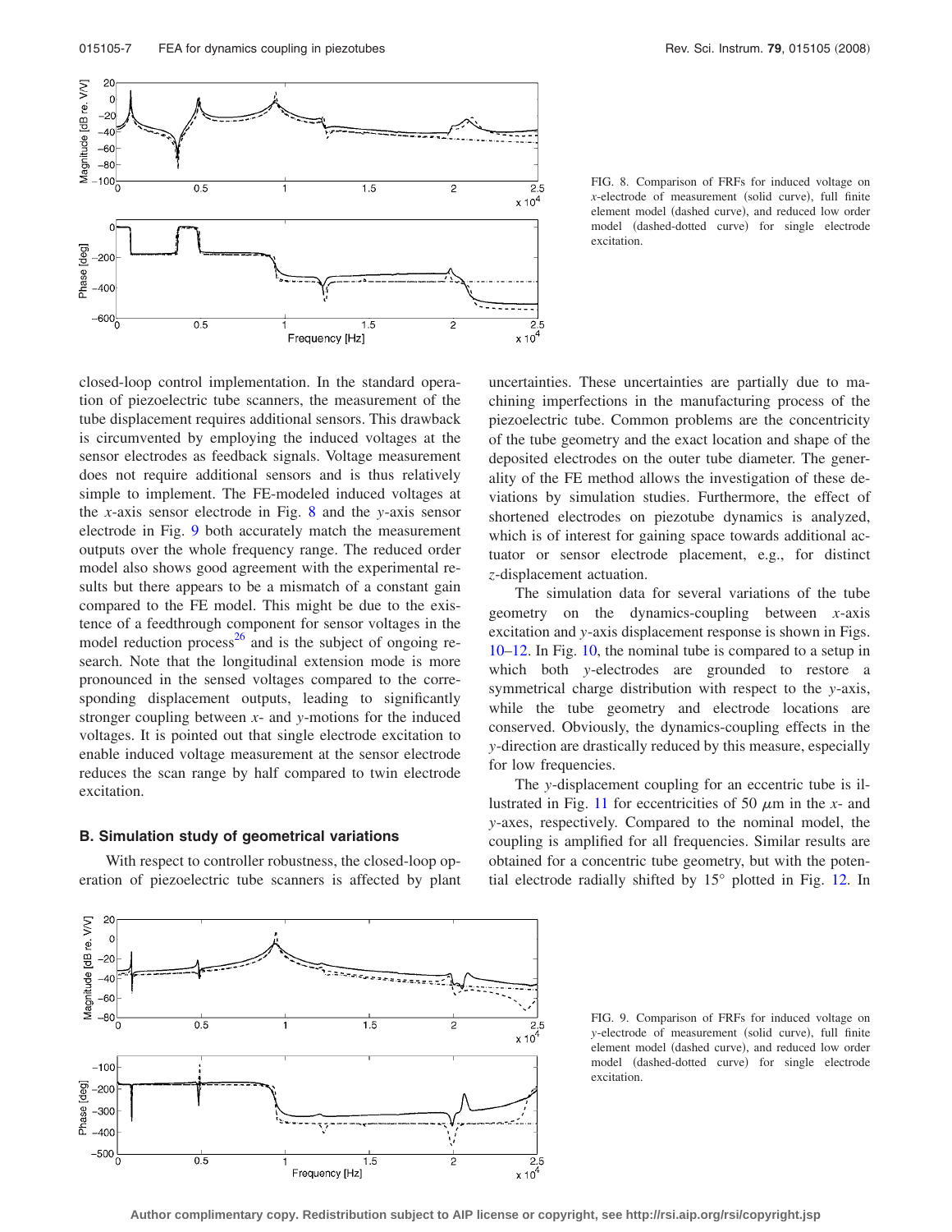Magnitude [dB re. V/V]

20
0
−20
−40
−60
−80
−100

0 0.5 1 1.5 2 2.5
x 10^4

Phase [deg]

0
−200
−400
−600

0 0.5 1 1.5 2 2.5
x 10^4

Frequency [Hz]

FIG. 8. Comparison of FRFs for induced voltage on $x$-electrode of measurement (solid curve), full finite element model (dashed curve), and reduced low order model (dashed-dotted curve) for single electrode excitation.

closed-loop control implementation. In the standard operation of piezoelectric tube scanners, the measurement of the tube displacement requires additional sensors. This drawback is circumvented by employing the induced voltages at the sensor electrodes as feedback signals. Voltage measurement does not require additional sensors and is thus relatively simple to implement. The FE-modeled induced voltages at the $x$-axis sensor electrode in Fig. 8 and the $y$-axis sensor electrode in Fig. 9 both accurately match the measurement outputs over the whole frequency range. The reduced order model also shows good agreement with the experimental results but there appears to be a mismatch of a constant gain compared to the FE model. This might be due to the existence of a feedthrough component for sensor voltages in the model reduction process[26] and is the subject of ongoing research. Note that the longitudinal extension mode is more pronounced in the sensed voltages compared to the corresponding displacement outputs, leading to significantly stronger coupling between $x$- and $y$-motions for the induced voltages. It is pointed out that single electrode excitation to enable induced voltage measurement at the sensor electrode reduces the scan range by half compared to twin electrode excitation.

### B. Simulation study of geometrical variations

With respect to controller robustness, the closed-loop operation of piezoelectric tube scanners is affected by plant uncertainties. These uncertainties are partially due to machining imperfections in the manufacturing process of the piezoelectric tube. Common problems are the concentricity of the tube geometry and the exact location and shape of the deposited electrodes on the outer tube diameter. The generality of the FE method allows the investigation of these deviations by simulation studies. Furthermore, the effect of shortened electrodes on piezotube dynamics is analyzed, which is of interest for gaining space towards additional actuator or sensor electrode placement, e.g., for distinct $z$-displacement actuation.

The simulation data for several variations of the tube geometry on the dynamics-coupling between $x$-axis excitation and $y$-axis displacement response is shown in Figs. 10–12. In Fig. 10, the nominal tube is compared to a setup in which both $y$-electrodes are grounded to restore a symmetrical charge distribution with respect to the $y$-axis, while the tube geometry and electrode locations are conserved. Obviously, the dynamics-coupling effects in the $y$-direction are drastically reduced by this measure, especially for low frequencies.

The $y$-displacement coupling for an eccentric tube is illustrated in Fig. 11 for eccentricities of 50 $\mu$m in the $x$- and $y$-axes, respectively. Compared to the nominal model, the coupling is amplified for all frequencies. Similar results are obtained for a concentric tube geometry, but with the potential electrode radially shifted by 15° plotted in Fig. 12. In

Magnitude [dB re. V/V]

20
0
−20
−40
−60
−80

0 0.5 1 1.5 2 2.5
x 10^4

Phase [deg]

−100
−200
−300
−400
−500

0 0.5 1 1.5 2 2.5
x 10^4

Frequency [Hz]

FIG. 9. Comparison of FRFs for induced voltage on $y$-electrode of measurement (solid curve), full finite element model (dashed curve), and reduced low order model (dashed-dotted curve) for single electrode excitation.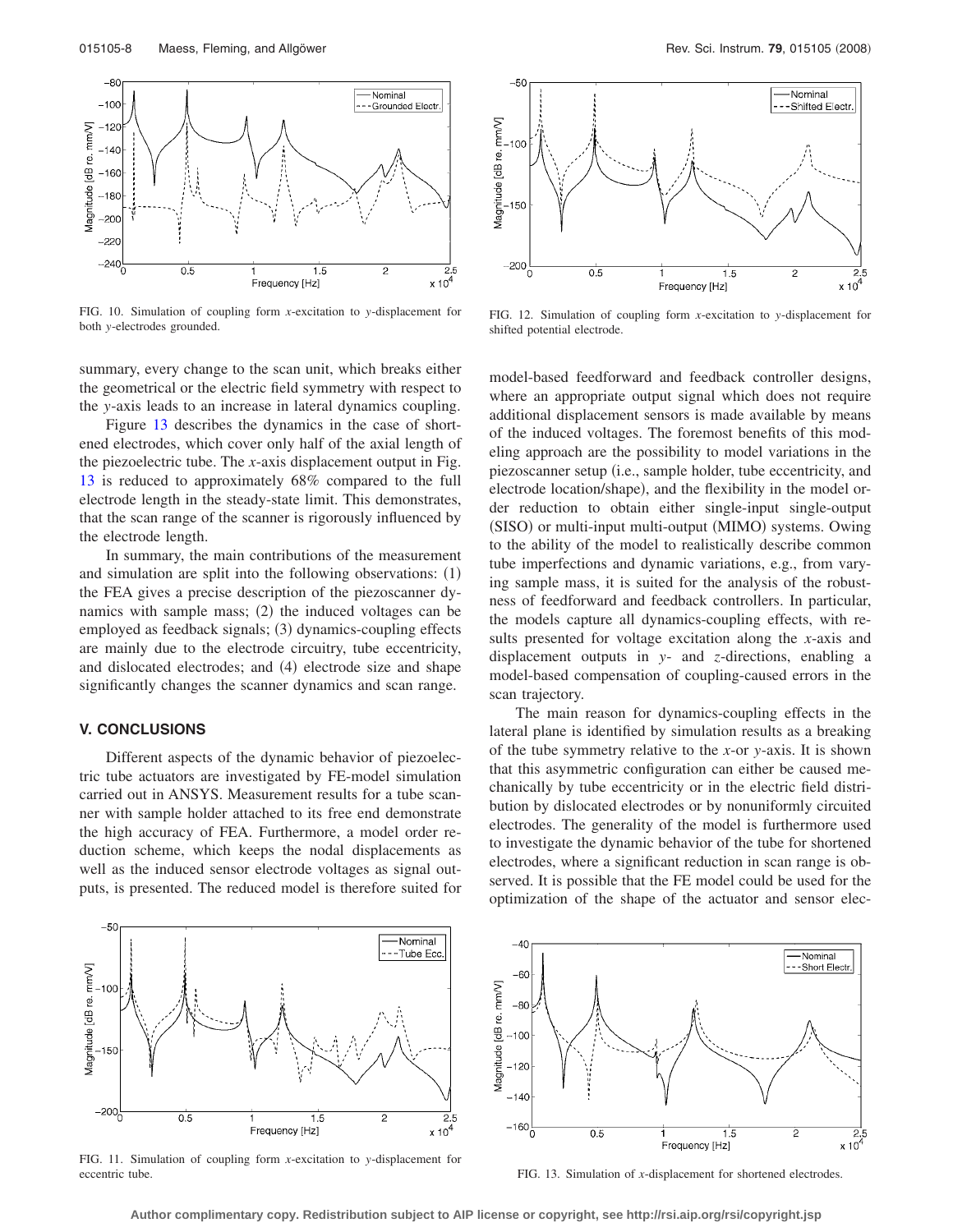FIG. 10. Simulation of coupling form $x$-excitation to $y$-displacement for both $y$-electrodes grounded.

FIG. 12. Simulation of coupling form $x$-excitation to $y$-displacement for shifted potential electrode.

summary, every change to the scan unit, which breaks either the geometrical or the electric field symmetry with respect to the $y$-axis leads to an increase in lateral dynamics coupling.

Figure 13 describes the dynamics in the case of shortened electrodes, which cover only half of the axial length of the piezoelectric tube. The $x$-axis displacement output in Fig. 13 is reduced to approximately 68% compared to the full electrode length in the steady-state limit. This demonstrates, that the scan range of the scanner is rigorously influenced by the electrode length.

In summary, the main contributions of the measurement and simulation are split into the following observations: (1) the FEA gives a precise description of the piezoscanner dynamics with sample mass; (2) the induced voltages can be employed as feedback signals; (3) dynamics-coupling effects are mainly due to the electrode circuitry, tube eccentricity, and dislocated electrodes; and (4) electrode size and shape significantly changes the scanner dynamics and scan range.

## V. CONCLUSIONS

Different aspects of the dynamic behavior of piezoelectric tube actuators are investigated by FE-model simulation carried out in ANSYS. Measurement results for a tube scanner with sample holder attached to its free end demonstrate the high accuracy of FEA. Furthermore, a model order reduction scheme, which keeps the nodal displacements as well as the induced sensor electrode voltages as signal outputs, is presented. The reduced model is therefore suited for model-based feedforward and feedback controller designs, where an appropriate output signal which does not require additional displacement sensors is made available by means of the induced voltages. The foremost benefits of this modeling approach are the possibility to model variations in the piezoscanner setup (i.e., sample holder, tube eccentricity, and electrode location/shape), and the flexibility in the model order reduction to obtain either single-input single-output (SISO) or multi-input multi-output (MIMO) systems. Owing to the ability of the model to realistically describe common tube imperfections and dynamic variations, e.g., from varying sample mass, it is suited for the analysis of the robustness of feedforward and feedback controllers. In particular, the models capture all dynamics-coupling effects, with results presented for voltage excitation along the $x$-axis and displacement outputs in $y$- and $z$-directions, enabling a model-based compensation of coupling-caused errors in the scan trajectory.

The main reason for dynamics-coupling effects in the lateral plane is identified by simulation results as a breaking of the tube symmetry relative to the $x$-or $y$-axis. It is shown that this asymmetric configuration can either be caused mechanically by tube eccentricity or in the electric field distribution by dislocated electrodes or by nonuniformly circuited electrodes. The generality of the model is furthermore used to investigate the dynamic behavior of the tube for shortened electrodes, where a significant reduction in scan range is observed. It is possible that the FE model could be used for the optimization of the shape of the actuator and sensor elec-

FIG. 11. Simulation of coupling form $x$-excitation to $y$-displacement for eccentric tube.

FIG. 13. Simulation of $x$-displacement for shortened electrodes.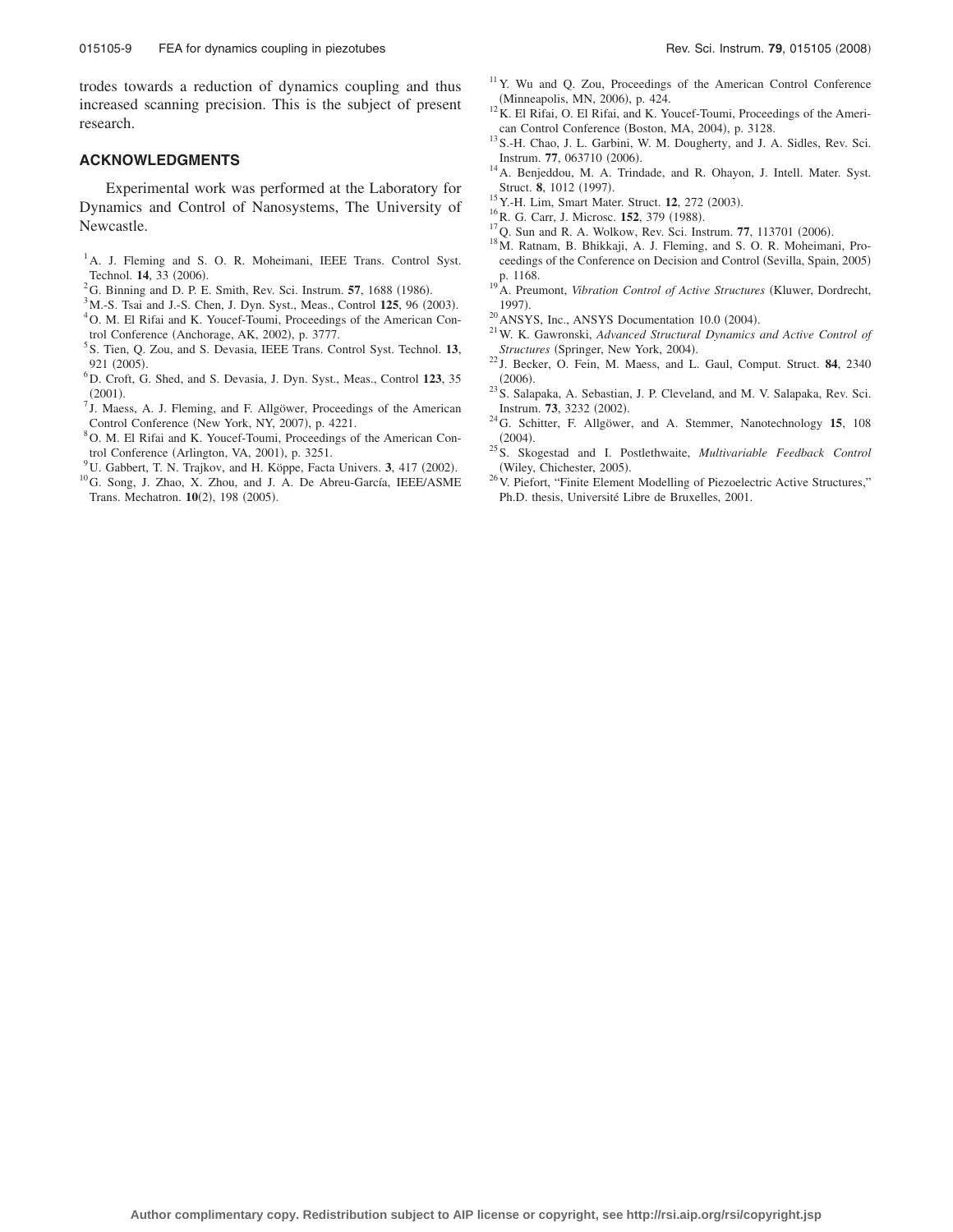trodes towards a reduction of dynamics coupling and thus increased scanning precision. This is the subject of present research.

## ACKNOWLEDGMENTS

Experimental work was performed at the Laboratory for Dynamics and Control of Nanosystems, The University of Newcastle.

[1] A. J. Fleming and S. O. R. Moheimani, IEEE Trans. Control Syst. Technol. **14**, 33 (2006).
[2] G. Binning and D. P. E. Smith, Rev. Sci. Instrum. **57**, 1688 (1986).
[3] M.-S. Tsai and J.-S. Chen, J. Dyn. Syst., Meas., Control **125**, 96 (2003).
[4] O. M. El Rifai and K. Youcef-Toumi, Proceedings of the American Control Conference (Anchorage, AK, 2002), p. 3777.
[5] S. Tien, Q. Zou, and S. Devasia, IEEE Trans. Control Syst. Technol. **13**, 921 (2005).
[6] D. Croft, G. Shed, and S. Devasia, J. Dyn. Syst., Meas., Control **123**, 35 (2001).
[7] J. Maess, A. J. Fleming, and F. Allgöwer, Proceedings of the American Control Conference (New York, NY, 2007), p. 4221.
[8] O. M. El Rifai and K. Youcef-Toumi, Proceedings of the American Control Conference (Arlington, VA, 2001), p. 3251.
[9] U. Gabbert, T. N. Trajkov, and H. Köppe, Facta Univers. **3**, 417 (2002).
[10] G. Song, J. Zhao, X. Zhou, and J. A. De Abreu-García, IEEE/ASME Trans. Mechatron. **10**(2), 198 (2005).
[11] Y. Wu and Q. Zou, Proceedings of the American Control Conference (Minneapolis, MN, 2006), p. 424.
[12] K. El Rifai, O. El Rifai, and K. Youcef-Toumi, Proceedings of the American Control Conference (Boston, MA, 2004), p. 3128.
[13] S.-H. Chao, J. L. Garbini, W. M. Dougherty, and J. A. Sidles, Rev. Sci. Instrum. **77**, 063710 (2006).
[14] A. Benjeddou, M. A. Trindade, and R. Ohayon, J. Intell. Mater. Syst. Struct. **8**, 1012 (1997).
[15] Y.-H. Lim, Smart Mater. Struct. **12**, 272 (2003).
[16] R. G. Carr, J. Microsc. **152**, 379 (1988).
[17] Q. Sun and R. A. Wolkow, Rev. Sci. Instrum. **77**, 113701 (2006).
[18] M. Ratnam, B. Bhikkaji, A. J. Fleming, and S. O. R. Moheimani, Proceedings of the Conference on Decision and Control (Sevilla, Spain, 2005) p. 1168.
[19] A. Preumont, *Vibration Control of Active Structures* (Kluwer, Dordrecht, 1997).
[20] ANSYS, Inc., ANSYS Documentation 10.0 (2004).
[21] W. K. Gawronski, *Advanced Structural Dynamics and Active Control of Structures* (Springer, New York, 2004).
[22] J. Becker, O. Fein, M. Maess, and L. Gaul, Comput. Struct. **84**, 2340 (2006).
[23] S. Salapaka, A. Sebastian, J. P. Cleveland, and M. V. Salapaka, Rev. Sci. Instrum. **73**, 3232 (2002).
[24] G. Schitter, F. Allgöwer, and A. Stemmer, Nanotechnology **15**, 108 (2004).
[25] S. Skogestad and I. Postlethwaite, *Multivariable Feedback Control* (Wiley, Chichester, 2005).
[26] V. Piefort, "Finite Element Modelling of Piezoelectric Active Structures," Ph.D. thesis, Université Libre de Bruxelles, 2001.